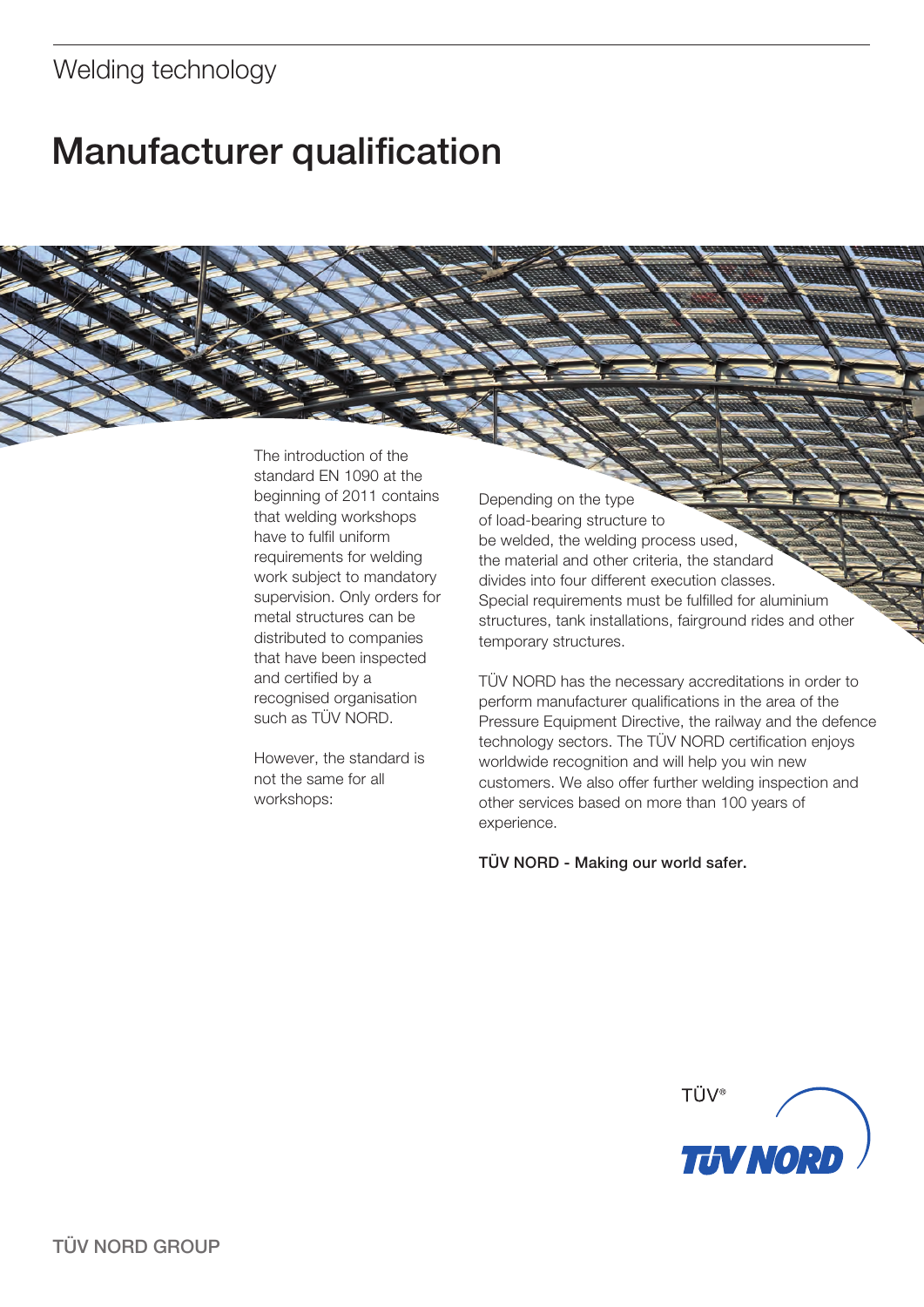Welding technology

# Manufacturer qualification

The introduction of the standard EN 1090 at the beginning of 2011 contains that welding workshops have to fulfil uniform requirements for welding work subject to mandatory supervision. Only orders for metal structures can be distributed to companies that have been inspected and certified by a recognised organisation such as TÜV NORD.

However, the standard is not the same for all workshops:

Depending on the type of load-bearing structure to be welded, the welding process used, the material and other criteria, the standard divides into four different execution classes. Special requirements must be fulfilled for aluminium structures, tank installations, fairground rides and other temporary structures.

TÜV NORD has the necessary accreditations in order to perform manufacturer qualifications in the area of the Pressure Equipment Directive, the railway and the defence technology sectors. The TÜV NORD certification enjoys worldwide recognition and will help you win new customers. We also offer further welding inspection and other services based on more than 100 years of experience.

**TÜV NORD - Making our world safer.**

TÜV®

TÜV NORD

TÜV NORD GROUP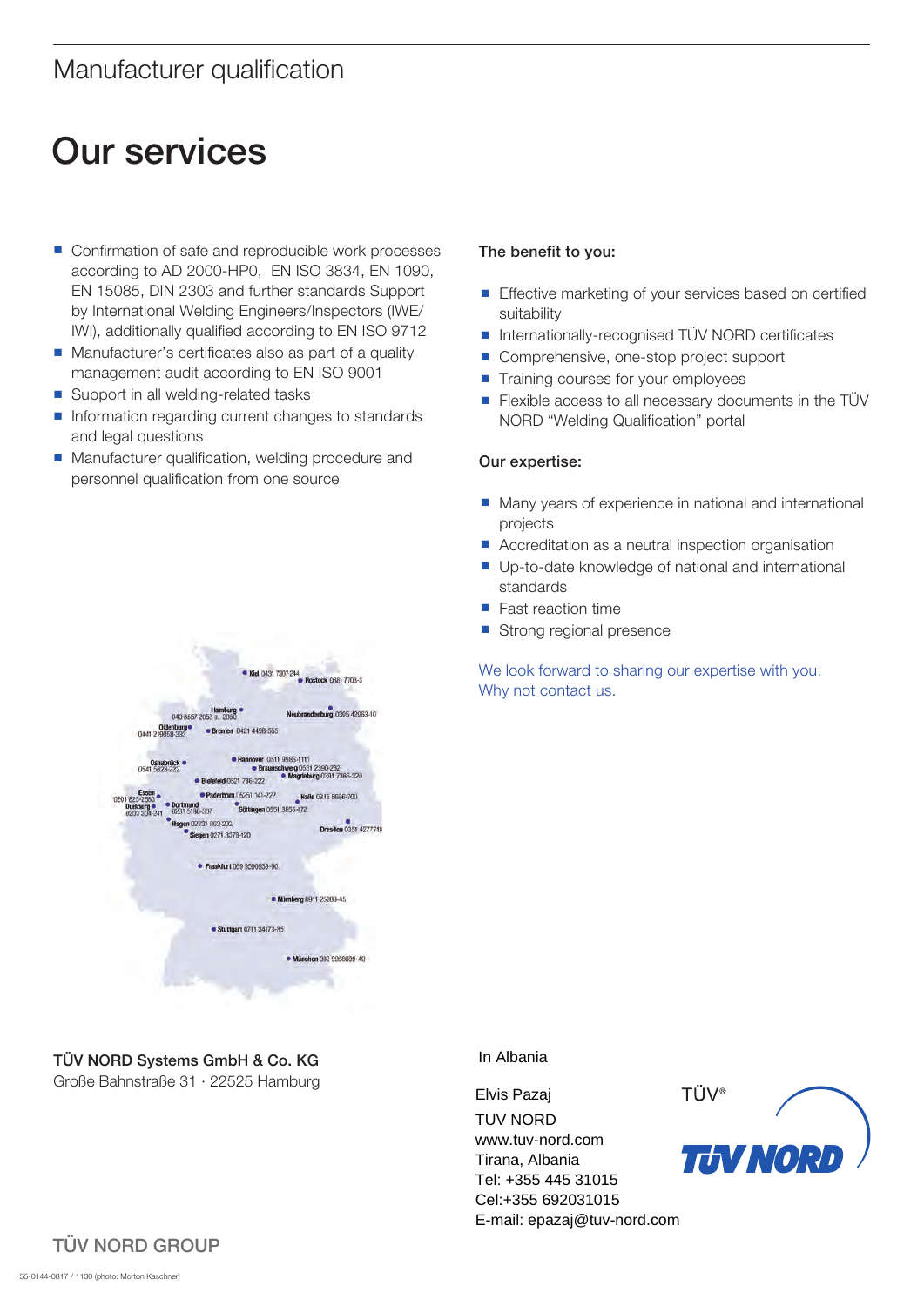Manufacturer qualification

# Our services

- Confirmation of safe and reproducible work processes according to AD 2000-HP0, EN ISO 3834, EN 1090, EN 15085, DIN 2303 and further standards Support by International Welding Engineers/Inspectors (IWE/IWI), additionally qualified according to EN ISO 9712
- Manufacturer's certificates also as part of a quality management audit according to EN ISO 9001
- Support in all welding-related tasks
- Information regarding current changes to standards and legal questions
- Manufacturer qualification, welding procedure and personnel qualification from one source

**The benefit to you:**

- Effective marketing of your services based on certified suitability
- Internationally-recognised TÜV NORD certificates
- Comprehensive, one-stop project support
- Training courses for your employees
- Flexible access to all necessary documents in the TÜV NORD "Welding Qualification" portal

**Our expertise:**

- Many years of experience in national and international projects
- Accreditation as a neutral inspection organisation
- Up-to-date knowledge of national and international standards
- Fast reaction time
- Strong regional presence

We look forward to sharing our expertise with you.
Why not contact us.

Kiel 0431 7307-244
Rostock 0381 7703-3
Hamburg 040 8557-2053 u. -2090
Neubrandenburg 0395 42063-10
Oldenburg 0441 219858-333
Bremen 0421 4498-555
Osnabrück 0541 5823-222
Hannover 0511 9986-1111
Braunschweig 0531 2390-292
Magdeburg 0391 7386-320
Bielefeld 0521 786-222
Essen 0201 825-2683
Duisburg 0203 304-241
Paderborn 05251 141-222
Halle 0345 5686-700
Dortmund 0231 5186-307
Göttingen 0551 3855-172
Hagen 02331 803 203
Siegen 0271 3375-120
Dresden 0351 4277718
Frankfurt 069 9590939-50
Nürnberg 0911 25283-45
Stuttgart 0711 34173-85
München 089 9980939-40

**TÜV NORD Systems GmbH & Co. KG**
Große Bahnstraße 31 · 22525 Hamburg

In Albania

Elvis Pazaj
TUV NORD
www.tuv-nord.com
Tirana, Albania
Tel: +355 445 31015
Cel:+355 692031015
E-mail: epazaj@tuv-nord.com

TÜV®
TÜV NORD

TÜV NORD GROUP

55-0144-0817 / 1130 (photo: Morton Kaschner)